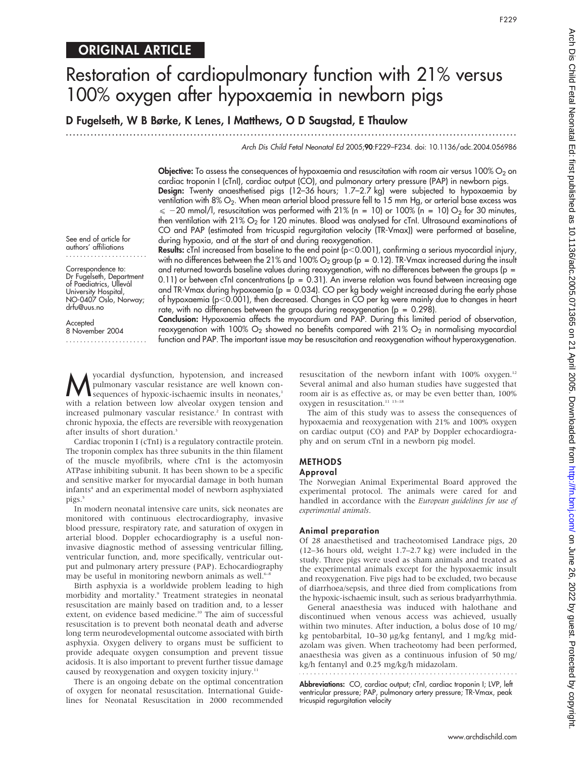## ORIGINAL ARTICLE

# Restoration of cardiopulmonary function with 21% versus 100% oxygen after hypoxaemia in newborn pigs

**D Fugelseth, W B Børke, K Lenes, I Matthews, O D Saugstad, E Thaulow**

*Arch Dis Child Fetal Neonatal Ed* 2005;**90**:F229–F234. doi: 10.1136/adc.2004.056986

See end of article for authors' affiliations

Correspondence to: Dr Fugelseth, Department of Paediatrics, Ullevål University Hospital, NO-0407 Oslo, Norway; drfu@uus.no

Accepted 8 November 2004

**Objective:** To assess the consequences of hypoxaemia and resuscitation with room air versus 100% $O_2$ on cardiac troponin I (cTnI), cardiac output (CO), and pulmonary artery pressure (PAP) in newborn pigs.

**Design:** Twenty anaesthetised pigs (12–36 hours; 1.7–2.7 kg) were subjected to hypoxaemia by ventilation with 8% $O_2$. When mean arterial blood pressure fell to 15 mm Hg, or arterial base excess was $\leqslant -20$ mmol/l, resuscitation was performed with 21% (n = 10) or 100% (n = 10) $O_2$ for 30 minutes, then ventilation with 21% $O_2$ for 120 minutes. Blood was analysed for cTnI. Ultrasound examinations of CO and PAP (estimated from tricuspid regurgitation velocity (TR-Vmax)) were performed at baseline, during hypoxia, and at the start of and during reoxygenation.

**Results:** cTnI increased from baseline to the end point ($p<0.001$), confirming a serious myocardial injury, with no differences between the 21% and 100% $O_2$ group ($p = 0.12$). TR-Vmax increased during the insult and returned towards baseline values during reoxygenation, with no differences between the groups ($p = 0.11$) or between cTnI concentrations ($p = 0.31$). An inverse relation was found between increasing age and TR-Vmax during hypoxaemia ($p = 0.034$). CO per kg body weight increased during the early phase of hypoxaemia ($p<0.001$), then decreased. Changes in CO per kg were mainly due to changes in heart rate, with no differences between the groups during reoxygenation ($p = 0.298$).

**Conclusion:** Hypoxaemia affects the myocardium and PAP. During this limited period of observation, reoxygenation with 100% $O_2$ showed no benefits compared with 21% $O_2$ in normalising myocardial function and PAP. The important issue may be resuscitation and reoxygenation without hyperoxygenation.

Myocardial dysfunction, hypotension, and increased pulmonary vascular resistance are well known consequences of hypoxic-ischaemic insults in neonates,[1] with a relation between low alveolar oxygen tension and increased pulmonary vascular resistance.[2] In contrast with chronic hypoxia, the effects are reversible with reoxygenation after insults of short duration.[3]

Cardiac troponin I (cTnI) is a regulatory contractile protein. The troponin complex has three subunits in the thin filament of the muscle myofibrils, where cTnI is the actomyosin ATPase inhibiting subunit. It has been shown to be a specific and sensitive marker for myocardial damage in both human infants[4] and an experimental model of newborn asphyxiated pigs.[5]

In modern neonatal intensive care units, sick neonates are monitored with continuous electrocardiography, invasive blood pressure, respiratory rate, and saturation of oxygen in arterial blood. Doppler echocardiography is a useful non-invasive diagnostic method of assessing ventricular filling, ventricular function, and, more specifically, ventricular output and pulmonary artery pressure (PAP). Echocardiography may be useful in monitoring newborn animals as well.[6–8]

Birth asphyxia is a worldwide problem leading to high morbidity and mortality.[9] Treatment strategies in neonatal resuscitation are mainly based on tradition and, to a lesser extent, on evidence based medicine.[10] The aim of successful resuscitation is to prevent both neonatal death and adverse long term neurodevelopmental outcome associated with birth asphyxia. Oxygen delivery to organs must be sufficient to provide adequate oxygen consumption and prevent tissue acidosis. It is also important to prevent further tissue damage caused by reoxygenation and oxygen toxicity injury.[11]

There is an ongoing debate on the optimal concentration of oxygen for neonatal resuscitation. International Guidelines for Neonatal Resuscitation in 2000 recommended resuscitation of the newborn infant with 100% oxygen.[12] Several animal and also human studies have suggested that room air is as effective as, or may be even better than, 100% oxygen in resuscitation.[11 13–18]

The aim of this study was to assess the consequences of hypoxaemia and reoxygenation with 21% and 100% oxygen on cardiac output (CO) and PAP by Doppler echocardiography and on serum cTnI in a newborn pig model.

## METHODS

### Approval

The Norwegian Animal Experimental Board approved the experimental protocol. The animals were cared for and handled in accordance with the *European guidelines for use of experimental animals*.

### Animal preparation

Of 28 anaesthetised and tracheotomised Landrace pigs, 20 (12–36 hours old, weight 1.7–2.7 kg) were included in the study. Three pigs were used as sham animals and treated as the experimental animals except for the hypoxaemic insult and reoxygenation. Five pigs had to be excluded, two because of diarrhoea/sepsis, and three died from complications from the hypoxic-ischaemic insult, such as serious bradyarrhythmia.

General anaesthesia was induced with halothane and discontinued when venous access was achieved, usually within two minutes. After induction, a bolus dose of 10 mg/kg pentobarbital, 10–30 µg/kg fentanyl, and 1 mg/kg midazolam was given. When tracheotomy had been performed, anaesthesia was given as a continuous infusion of 50 mg/kg/h fentanyl and 0.25 mg/kg/h midazolam.

**Abbreviations:** CO, cardiac output; cTnI, cardiac troponin I; LVP, left ventricular pressure; PAP, pulmonary artery pressure; TR-Vmax, peak tricuspid regurgitation velocity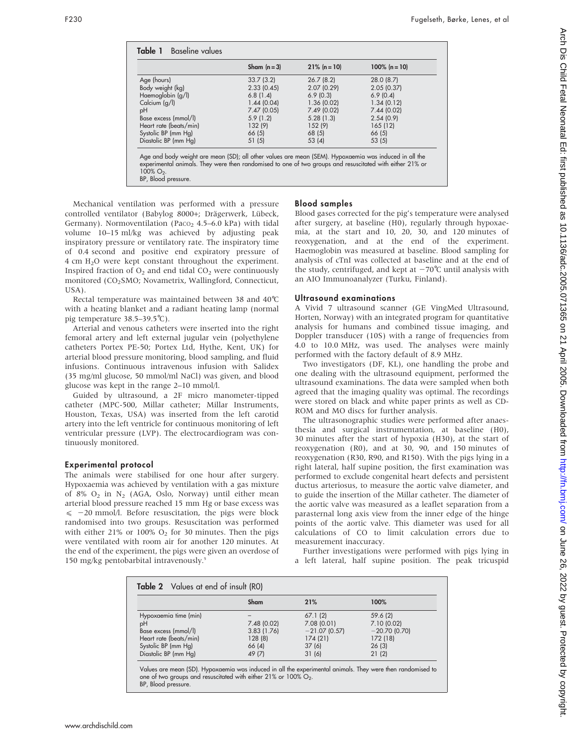**Table 1** Baseline values

| | Sham (n = 3) | 21% (n = 10) | 100% (n = 10) |
|---|---|---|---|
| Age (hours) | 33.7 (3.2) | 26.7 (8.2) | 28.0 (8.7) |
| Body weight (kg) | 2.33 (0.45) | 2.07 (0.29) | 2.05 (0.37) |
| Haemoglobin (g/l) | 6.8 (1.4) | 6.9 (0.3) | 6.9 (0.4) |
| Calcium (g/l) | 1.44 (0.04) | 1.36 (0.02) | 1.34 (0.12) |
| pH | 7.47 (0.05) | 7.49 (0.02) | 7.44 (0.02) |
| Base excess (mmol/l) | 5.9 (1.2) | 5.28 (1.3) | 2.54 (0.9) |
| Heart rate (beats/min) | 132 (9) | 152 (9) | 165 (12) |
| Systolic BP (mm Hg) | 66 (5) | 68 (5) | 66 (5) |
| Diastolic BP (mm Hg) | 51 (5) | 53 (4) | 53 (5) |

Age and body weight are mean (SD); all other values are mean (SEM). Hypoxaemia was induced in all the experimental animals. They were then randomised to one of two groups and resuscitated with either 21% or 100% $O_2$.
BP, Blood pressure.

Mechanical ventilation was performed with a pressure controlled ventilator (Babylog 8000+; Drägerwerk, Lübeck, Germany). Normoventilation ($Paco_2$ 4.5–6.0 kPa) with tidal volume 10–15 ml/kg was achieved by adjusting peak inspiratory pressure or ventilatory rate. The inspiratory time of 0.4 second and positive end expiratory pressure of 4 cm $H_2O$ were kept constant throughout the experiment. Inspired fraction of $O_2$ and end tidal $CO_2$ were continuously monitored ($CO_2$SMO; Novametrix, Wallingford, Connecticut, USA).

Rectal temperature was maintained between 38 and 40°C with a heating blanket and a radiant heating lamp (normal pig temperature 38.5–39.5°C).

Arterial and venous catheters were inserted into the right femoral artery and left external jugular vein (polyethylene catheters Portex PE-50; Portex Ltd, Hythe, Kent, UK) for arterial blood pressure monitoring, blood sampling, and fluid infusions. Continuous intravenous infusion with Salidex (35 mg/ml glucose, 50 mmol/ml NaCl) was given, and blood glucose was kept in the range 2–10 mmol/l.

Guided by ultrasound, a 2F micro manometer-tipped catheter (MPC-500, Millar catheter; Millar Instruments, Houston, Texas, USA) was inserted from the left carotid artery into the left ventricle for continuous monitoring of left ventricular pressure (LVP). The electrocardiogram was continuously monitored.

### Experimental protocol

The animals were stabilised for one hour after surgery. Hypoxaemia was achieved by ventilation with a gas mixture of 8% $O_2$ in $N_2$ (AGA, Oslo, Norway) until either mean arterial blood pressure reached 15 mm Hg or base excess was $\leqslant -20$ mmol/l. Before resuscitation, the pigs were block randomised into two groups. Resuscitation was performed with either 21% or 100% $O_2$ for 30 minutes. Then the pigs were ventilated with room air for another 120 minutes. At the end of the experiment, the pigs were given an overdose of 150 mg/kg pentobarbital intravenously.[5]

### Blood samples

Blood gases corrected for the pig's temperature were analysed after surgery, at baseline (H0), regularly through hypoxaemia, at the start and 10, 20, 30, and 120 minutes of reoxygenation, and at the end of the experiment. Haemoglobin was measured at baseline. Blood sampling for analysis of cTnI was collected at baseline and at the end of the study, centrifuged, and kept at −70°C until analysis with an AIO Immunoanalyzer (Turku, Finland).

### Ultrasound examinations

A Vivid 7 ultrasound scanner (GE VingMed Ultrasound, Horten, Norway) with an integrated program for quantitative analysis for humans and combined tissue imaging, and Doppler transducer (10S) with a range of frequencies from 4.0 to 10.0 MHz, was used. The analyses were mainly performed with the factory default of 8.9 MHz.

Two investigators (DF, KL), one handling the probe and one dealing with the ultrasound equipment, performed the ultrasound examinations. The data were sampled when both agreed that the imaging quality was optimal. The recordings were stored on black and white paper prints as well as CD-ROM and MO discs for further analysis.

The ultrasonographic studies were performed after anaesthesia and surgical instrumentation, at baseline (H0), 30 minutes after the start of hypoxia (H30), at the start of reoxygenation (R0), and at 30, 90, and 150 minutes of reoxygenation (R30, R90, and R150). With the pigs lying in a right lateral, half supine position, the first examination was performed to exclude congenital heart defects and persistent ductus arteriosus, to measure the aortic valve diameter, and to guide the insertion of the Millar catheter. The diameter of the aortic valve was measured as a leaflet separation from a parasternal long axis view from the inner edge of the hinge points of the aortic valve. This diameter was used for all calculations of CO to limit calculation errors due to measurement inaccuracy.

Further investigations were performed with pigs lying in a left lateral, half supine position. The peak tricuspid

**Table 2** Values at end of insult (R0)

| | Sham | 21% | 100% |
|---|---|---|---|
| Hypoxaemia time (min) | – | 67.1 (2) | 59.6 (2) |
| pH | 7.48 (0.02) | 7.08 (0.01) | 7.10 (0.02) |
| Base excess (mmol/l) | 3.83 (1.76) | −21.07 (0.57) | −20.70 (0.70) |
| Heart rate (beats/min) | 128 (8) | 174 (21) | 172 (18) |
| Systolic BP (mm Hg) | 66 (4) | 37 (6) | 26 (3) |
| Diastolic BP (mm Hg) | 49 (7) | 31 (6) | 21 (2) |

Values are mean (SD). Hypoxaemia was induced in all the experimental animals. They were then randomised to one of two groups and resuscitated with either 21% or 100% $O_2$.
BP, Blood pressure.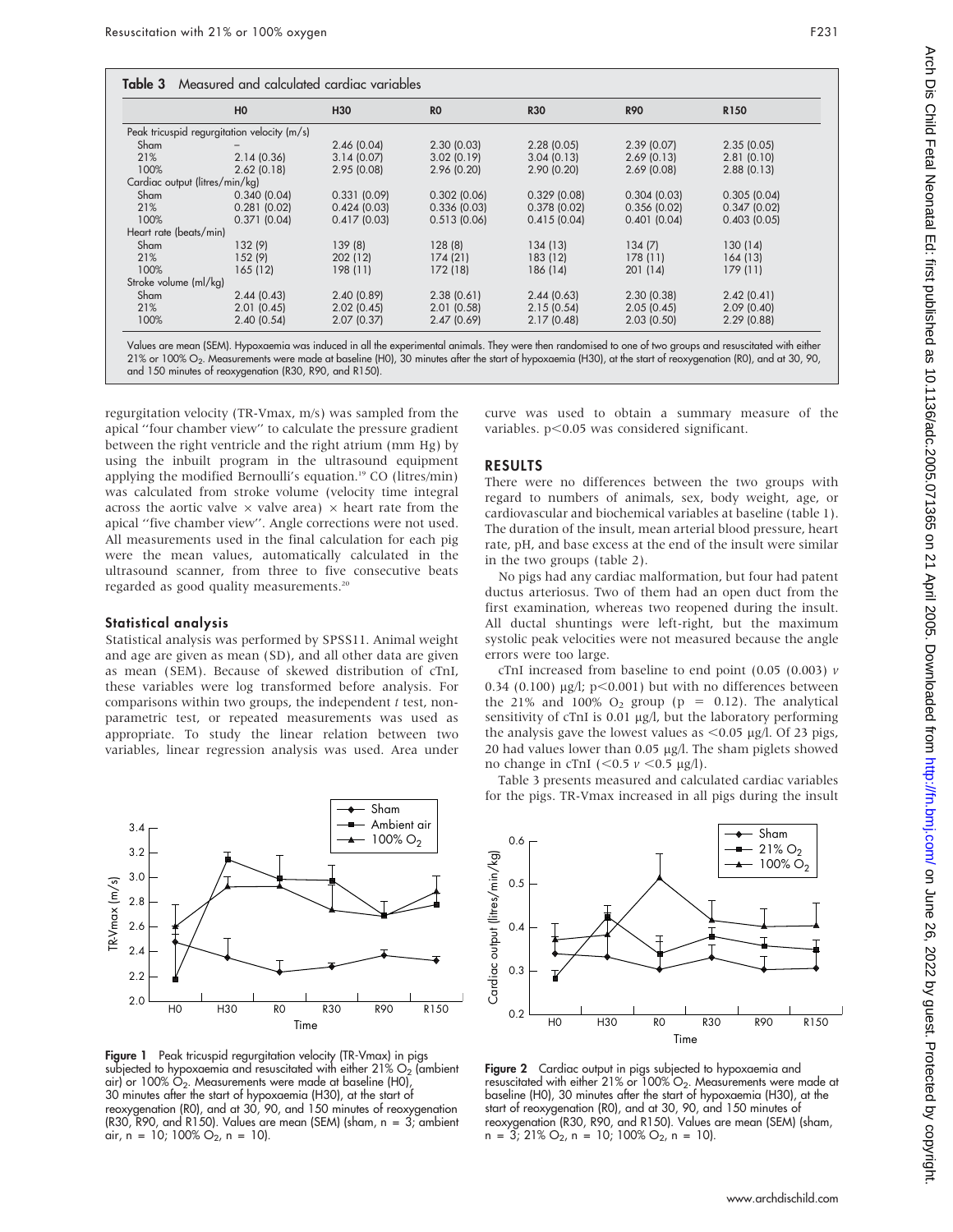**Table 3** Measured and calculated cardiac variables

| | H0 | H30 | R0 | R30 | R90 | R150 |
|---|---|---|---|---|---|---|
| Peak tricuspid regurgitation velocity (m/s) | | | | | | |
| Sham | – | 2.46 (0.04) | 2.30 (0.03) | 2.28 (0.05) | 2.39 (0.07) | 2.35 (0.05) |
| 21% | 2.14 (0.36) | 3.14 (0.07) | 3.02 (0.19) | 3.04 (0.13) | 2.69 (0.13) | 2.81 (0.10) |
| 100% | 2.62 (0.18) | 2.95 (0.08) | 2.96 (0.20) | 2.90 (0.20) | 2.69 (0.08) | 2.88 (0.13) |
| Cardiac output (litres/min/kg) | | | | | | |
| Sham | 0.340 (0.04) | 0.331 (0.09) | 0.302 (0.06) | 0.329 (0.08) | 0.304 (0.03) | 0.305 (0.04) |
| 21% | 0.281 (0.02) | 0.424 (0.03) | 0.336 (0.03) | 0.378 (0.02) | 0.356 (0.02) | 0.347 (0.02) |
| 100% | 0.371 (0.04) | 0.417 (0.03) | 0.513 (0.06) | 0.415 (0.04) | 0.401 (0.04) | 0.403 (0.05) |
| Heart rate (beats/min) | | | | | | |
| Sham | 132 (9) | 139 (8) | 128 (8) | 134 (13) | 134 (7) | 130 (14) |
| 21% | 152 (9) | 202 (12) | 174 (21) | 183 (12) | 178 (11) | 164 (13) |
| 100% | 165 (12) | 198 (11) | 172 (18) | 186 (14) | 201 (14) | 179 (11) |
| Stroke volume (ml/kg) | | | | | | |
| Sham | 2.44 (0.43) | 2.40 (0.89) | 2.38 (0.61) | 2.44 (0.63) | 2.30 (0.38) | 2.42 (0.41) |
| 21% | 2.01 (0.45) | 2.02 (0.45) | 2.01 (0.58) | 2.15 (0.54) | 2.05 (0.45) | 2.09 (0.40) |
| 100% | 2.40 (0.54) | 2.07 (0.37) | 2.47 (0.69) | 2.17 (0.48) | 2.03 (0.50) | 2.29 (0.88) |

Values are mean (SEM). Hypoxaemia was induced in all the experimental animals. They were then randomised to one of two groups and resuscitated with either 21% or 100% $O_2$. Measurements were made at baseline (H0), 30 minutes after the start of hypoxaemia (H30), at the start of reoxygenation (R0), and at 30, 90, and 150 minutes of reoxygenation (R30, R90, and R150).

regurgitation velocity (TR-Vmax, m/s) was sampled from the apical "four chamber view" to calculate the pressure gradient between the right ventricle and the right atrium (mm Hg) by using the inbuilt program in the ultrasound equipment applying the modified Bernoulli's equation.[19] CO (litres/min) was calculated from stroke volume (velocity time integral across the aortic valve × valve area) × heart rate from the apical "five chamber view". Angle corrections were not used. All measurements used in the final calculation for each pig were the mean values, automatically calculated in the ultrasound scanner, from three to five consecutive beats regarded as good quality measurements.[20]

### Statistical analysis

Statistical analysis was performed by SPSS11. Animal weight and age are given as mean (SD), and all other data are given as mean (SEM). Because of skewed distribution of cTnI, these variables were log transformed before analysis. For comparisons within two groups, the independent *t* test, nonparametric test, or repeated measurements was used as appropriate. To study the linear relation between two variables, linear regression analysis was used. Area under curve was used to obtain a summary measure of the variables. $p<0.05$ was considered significant.

## RESULTS

There were no differences between the two groups with regard to numbers of animals, sex, body weight, age, or cardiovascular and biochemical variables at baseline (table 1). The duration of the insult, mean arterial blood pressure, heart rate, pH, and base excess at the end of the insult were similar in the two groups (table 2).

No pigs had any cardiac malformation, but four had patent ductus arteriosus. Two of them had an open duct from the first examination, whereas two reopened during the insult. All ductal shuntings were left-right, but the maximum systolic peak velocities were not measured because the angle errors were too large.

cTnI increased from baseline to end point (0.05 (0.003) *v* 0.34 (0.100) μg/l; $p<0.001$) but with no differences between the 21% and 100% $O_2$ group ($p = 0.12$). The analytical sensitivity of cTnI is 0.01 μg/l, but the laboratory performing the analysis gave the lowest values as <0.05 μg/l. Of 23 pigs, 20 had values lower than 0.05 μg/l. The sham piglets showed no change in cTnI (<0.5 *v* <0.5 μg/l).

Table 3 presents measured and calculated cardiac variables for the pigs. TR-Vmax increased in all pigs during the insult

**Figure 1** Peak tricuspid regurgitation velocity (TR-Vmax) in pigs subjected to hypoxaemia and resuscitated with either 21% $O_2$ (ambient air) or 100% $O_2$. Measurements were made at baseline (H0), 30 minutes after the start of hypoxaemia (H30), at the start of reoxygenation (R0), and at 30, 90, and 150 minutes of reoxygenation (R30, R90, and R150). Values are mean (SEM) (sham, n = 3; ambient air, n = 10; 100% $O_2$, n = 10).

**Figure 2** Cardiac output in pigs subjected to hypoxaemia and resuscitated with either 21% or 100% $O_2$. Measurements were made at baseline (H0), 30 minutes after the start of hypoxaemia (H30), at the start of reoxygenation (R0), and at 30, 90, and 150 minutes of reoxygenation (R30, R90, and R150). Values are mean (SEM) (sham, n = 3; 21% $O_2$, n = 10; 100% $O_2$, n = 10).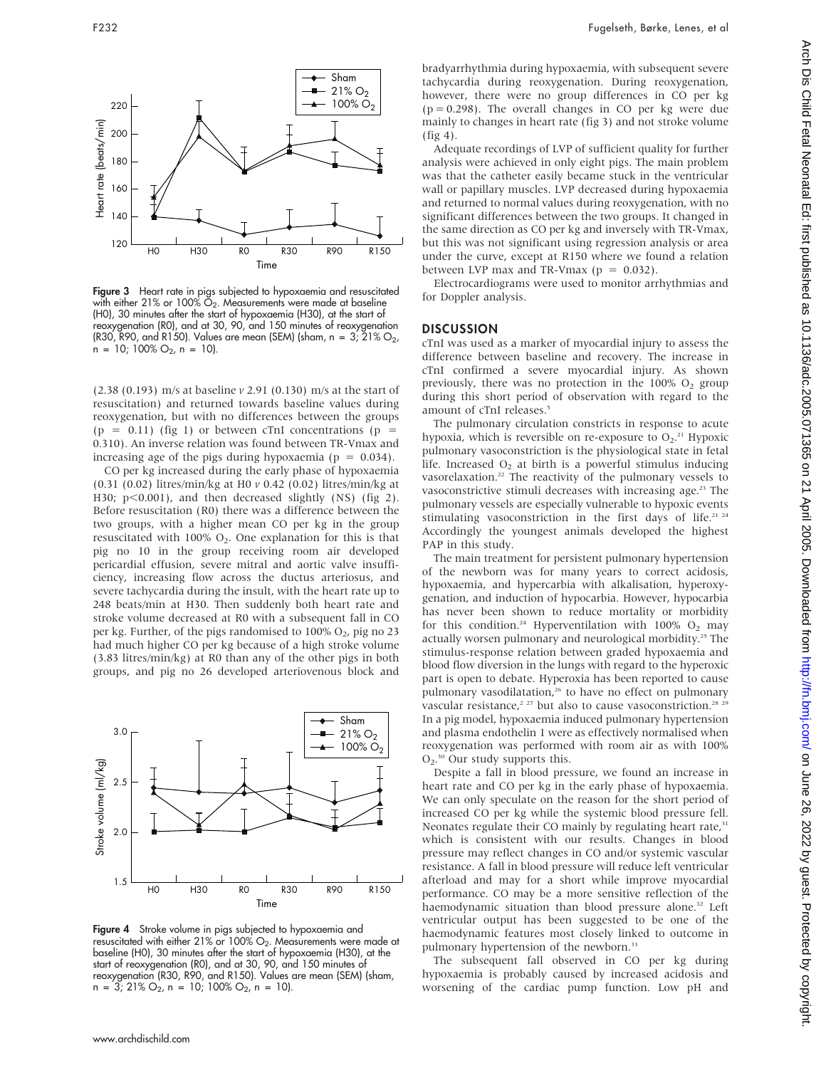Figure 3 Heart rate in pigs subjected to hypoxaemia and resuscitated with either 21% or 100% $O_2$. Measurements were made at baseline (H0), 30 minutes after the start of hypoxaemia (H30), at the start of reoxygenation (R0), and at 30, 90, and 150 minutes of reoxygenation (R30, R90, and R150). Values are mean (SEM) (sham, n = 3; 21% $O_2$, n = 10; 100% $O_2$, n = 10).

(2.38 (0.193) m/s at baseline *v* 2.91 (0.130) m/s at the start of resuscitation) and returned towards baseline values during reoxygenation, but with no differences between the groups (p = 0.11) (fig 1) or between cTnI concentrations (p = 0.310). An inverse relation was found between TR-Vmax and increasing age of the pigs during hypoxaemia (p = 0.034).

CO per kg increased during the early phase of hypoxaemia (0.31 (0.02) litres/min/kg at H0 *v* 0.42 (0.02) litres/min/kg at H30; $p<0.001$), and then decreased slightly (NS) (fig 2). Before resuscitation (R0) there was a difference between the two groups, with a higher mean CO per kg in the group resuscitated with 100% $O_2$. One explanation for this is that pig no 10 in the group receiving room air developed pericardial effusion, severe mitral and aortic valve insufficiency, increasing flow across the ductus arteriosus, and severe tachycardia during the insult, with the heart rate up to 248 beats/min at H30. Then suddenly both heart rate and stroke volume decreased at R0 with a subsequent fall in CO per kg. Further, of the pigs randomised to 100% $O_2$, pig no 23 had much higher CO per kg because of a high stroke volume (3.83 litres/min/kg) at R0 than any of the other pigs in both groups, and pig no 26 developed arteriovenous block and

Figure 4 Stroke volume in pigs subjected to hypoxaemia and resuscitated with either 21% or 100% $O_2$. Measurements were made at baseline (H0), 30 minutes after the start of hypoxaemia (H30), at the start of reoxygenation (R0), and at 30, 90, and 150 minutes of reoxygenation (R30, R90, and R150). Values are mean (SEM) (sham, n = 3; 21% $O_2$, n = 10; 100% $O_2$, n = 10).

bradyarrhythmia during hypoxaemia, with subsequent severe tachycardia during reoxygenation. During reoxygenation, however, there were no group differences in CO per kg (p = 0.298). The overall changes in CO per kg were due mainly to changes in heart rate (fig 3) and not stroke volume (fig 4).

Adequate recordings of LVP of sufficient quality for further analysis were achieved in only eight pigs. The main problem was that the catheter easily became stuck in the ventricular wall or papillary muscles. LVP decreased during hypoxaemia and returned to normal values during reoxygenation, with no significant differences between the two groups. It changed in the same direction as CO per kg and inversely with TR-Vmax, but this was not significant using regression analysis or area under the curve, except at R150 where we found a relation between LVP max and TR-Vmax (p = 0.032).

Electrocardiograms were used to monitor arrhythmias and for Doppler analysis.

## DISCUSSION

cTnI was used as a marker of myocardial injury to assess the difference between baseline and recovery. The increase in cTnI confirmed a severe myocardial injury. As shown previously, there was no protection in the 100% $O_2$ group during this short period of observation with regard to the amount of cTnI releases.[5]

The pulmonary circulation constricts in response to acute hypoxia, which is reversible on re-exposure to $O_2$.[21] Hypoxic pulmonary vasoconstriction is the physiological state in fetal life. Increased $O_2$ at birth is a powerful stimulus inducing vasorelaxation.[22] The reactivity of the pulmonary vessels to vasoconstrictive stimuli decreases with increasing age.[23] The pulmonary vessels are especially vulnerable to hypoxic events stimulating vasoconstriction in the first days of life.[21 24] Accordingly the youngest animals developed the highest PAP in this study.

The main treatment for persistent pulmonary hypertension of the newborn was for many years to correct acidosis, hypoxaemia, and hypercarbia with alkalisation, hyperoxygenation, and induction of hypocarbia. However, hypocarbia has never been shown to reduce mortality or morbidity for this condition.[24] Hyperventilation with 100% $O_2$ may actually worsen pulmonary and neurological morbidity.[25] The stimulus-response relation between graded hypoxaemia and blood flow diversion in the lungs with regard to the hyperoxic part is open to debate. Hyperoxia has been reported to cause pulmonary vasodilatation,[26] to have no effect on pulmonary vascular resistance,[2 27] but also to cause vasoconstriction.[28 29] In a pig model, hypoxaemia induced pulmonary hypertension and plasma endothelin 1 were as effectively normalised when reoxygenation was performed with room air as with 100% $O_2$.[30] Our study supports this.

Despite a fall in blood pressure, we found an increase in heart rate and CO per kg in the early phase of hypoxaemia. We can only speculate on the reason for the short period of increased CO per kg while the systemic blood pressure fell. Neonates regulate their CO mainly by regulating heart rate,[31] which is consistent with our results. Changes in blood pressure may reflect changes in CO and/or systemic vascular resistance. A fall in blood pressure will reduce left ventricular afterload and may for a short while improve myocardial performance. CO may be a more sensitive reflection of the haemodynamic situation than blood pressure alone.[32] Left ventricular output has been suggested to be one of the haemodynamic features most closely linked to outcome in pulmonary hypertension of the newborn.[33]

The subsequent fall observed in CO per kg during hypoxaemia is probably caused by increased acidosis and worsening of the cardiac pump function. Low pH and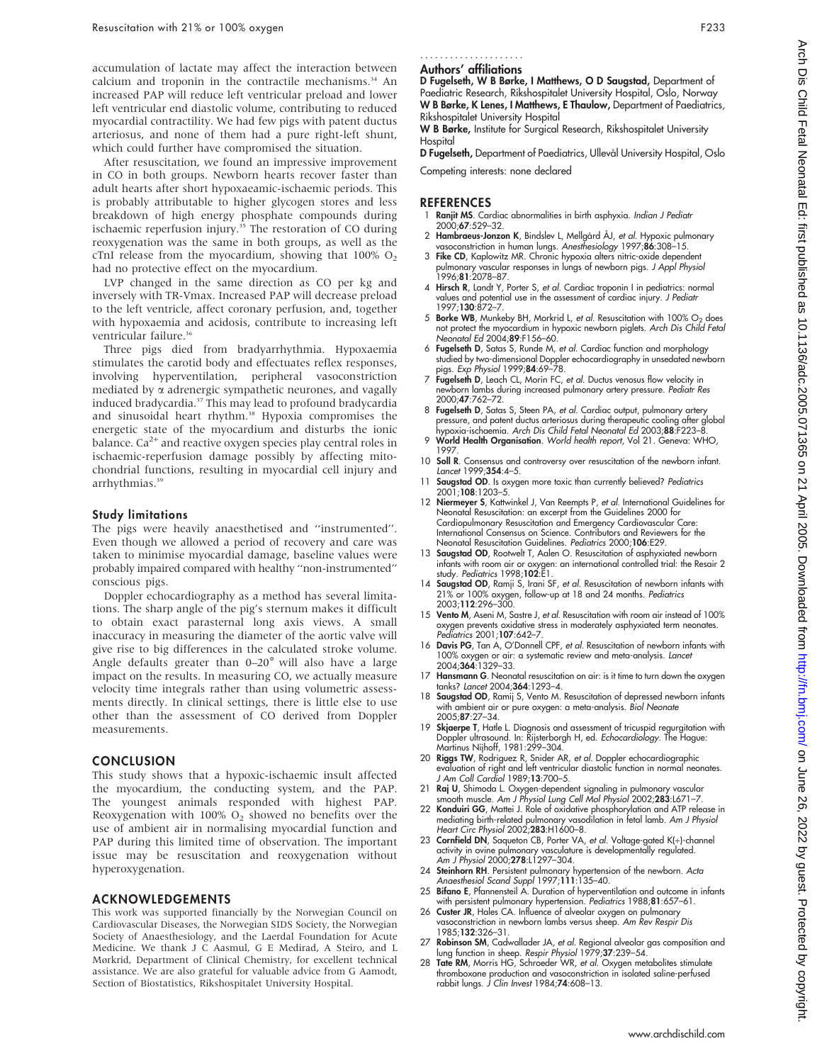accumulation of lactate may affect the interaction between calcium and troponin in the contractile mechanisms.[34] An increased PAP will reduce left ventricular preload and lower left ventricular end diastolic volume, contributing to reduced myocardial contractility. We had few pigs with patent ductus arteriosus, and none of them had a pure right-left shunt, which could further have compromised the situation.

After resuscitation, we found an impressive improvement in CO in both groups. Newborn hearts recover faster than adult hearts after short hypoxaeamic-ischaemic periods. This is probably attributable to higher glycogen stores and less breakdown of high energy phosphate compounds during ischaemic reperfusion injury.[35] The restoration of CO during reoxygenation was the same in both groups, as well as the cTnI release from the myocardium, showing that 100% $O_2$ had no protective effect on the myocardium.

LVP changed in the same direction as CO per kg and inversely with TR-Vmax. Increased PAP will decrease preload to the left ventricle, affect coronary perfusion, and, together with hypoxaemia and acidosis, contribute to increasing left ventricular failure.[36]

Three pigs died from bradyarrhythmia. Hypoxaemia stimulates the carotid body and effectuates reflex responses, involving hyperventilation, peripheral vasoconstriction mediated by $\alpha$ adrenergic sympathetic neurones, and vagally induced bradycardia.[37] This may lead to profound bradycardia and sinusoidal heart rhythm.[38] Hypoxia compromises the energetic state of the myocardium and disturbs the ionic balance. $Ca^{2+}$ and reactive oxygen species play central roles in ischaemic-reperfusion damage possibly by affecting mitochondrial functions, resulting in myocardial cell injury and arrhythmias.[39]

### Study limitations

The pigs were heavily anaesthetised and "instrumented". Even though we allowed a period of recovery and care was taken to minimise myocardial damage, baseline values were probably impaired compared with healthy "non-instrumented" conscious pigs.

Doppler echocardiography as a method has several limitations. The sharp angle of the pig's sternum makes it difficult to obtain exact parasternal long axis views. A small inaccuracy in measuring the diameter of the aortic valve will give rise to big differences in the calculated stroke volume. Angle defaults greater than 0–20° will also have a large impact on the results. In measuring CO, we actually measure velocity time integrals rather than using volumetric assessments directly. In clinical settings, there is little else to use other than the assessment of CO derived from Doppler measurements.

## CONCLUSION

This study shows that a hypoxic-ischaemic insult affected the myocardium, the conducting system, and the PAP. The youngest animals responded with highest PAP. Reoxygenation with 100% $O_2$ showed no benefits over the use of ambient air in normalising myocardial function and PAP during this limited time of observation. The important issue may be resuscitation and reoxygenation without hyperoxygenation.

## ACKNOWLEDGEMENTS

This work was supported financially by the Norwegian Council on Cardiovascular Diseases, the Norwegian SIDS Society, the Norwegian Society of Anaesthesiology, and the Laerdal Foundation for Acute Medicine. We thank J C Aasmul, G E Medirad, A Steiro, and L Mørkrid, Department of Clinical Chemistry, for excellent technical assistance. We are also grateful for valuable advice from G Aamodt, Section of Biostatistics, Rikshospitalet University Hospital.

### Authors' affiliations

**D Fugelseth, W B Børke, I Matthews, O D Saugstad,** Department of Paediatric Research, Rikshospitalet University Hospital, Oslo, Norway
**W B Børke, K Lenes, I Matthews, E Thaulow,** Department of Paediatrics, Rikshospitalet University Hospital
**W B Børke,** Institute for Surgical Research, Rikshospitalet University Hospital
**D Fugelseth,** Department of Paediatrics, Ullevål University Hospital, Oslo

Competing interests: none declared

## REFERENCES

1. **Ranjit MS**. Cardiac abnormalities in birth asphyxia. *Indian J Pediatr* 2000;**67**:529–32.
2. **Hambraeus-Jonzon K**, Bindslev L, Mellgård ÅJ, *et al*. Hypoxic pulmonary vasoconstriction in human lungs. *Anesthesiology* 1997;**86**:308–15.
3. **Fike CD**, Kaplowitz MR. Chronic hypoxia alters nitric-oxide dependent pulmonary vascular responses in lungs of newborn pigs. *J Appl Physiol* 1996;**81**:2078–87.
4. **Hirsch R**, Landt Y, Porter S, *et al*. Cardiac troponin I in pediatrics: normal values and potential use in the assessment of cardiac injury. *J Pediatr* 1997;**130**:872–7.
5. **Borke WB**, Munkeby BH, Morkrid L, *et al*. Resuscitation with 100% $O_2$ does not protect the myocardium in hypoxic newborn piglets. *Arch Dis Child Fetal Neonatal Ed* 2004;**89**:F156–60.
6. **Fugelseth D**, Satas S, Runde M, *et al*. Cardiac function and morphology studied by two-dimensional Doppler echocardiography in unsedated newborn pigs. *Exp Physiol* 1999;**84**:69–78.
7. **Fugelseth D**, Leach CL, Morin FC, *et al*. Ductus venosus flow velocity in newborn lambs during increased pulmonary artery pressure. *Pediatr Res* 2000;**47**:762–72.
8. **Fugelseth D**, Satas S, Steen PA, *et al*. Cardiac output, pulmonary artery pressure, and patent ductus arteriosus during therapeutic cooling after global hypoxia-ischaemia. *Arch Dis Child Fetal Neonatal Ed* 2003;**88**:F223–8.
9. **World Health Organisation**. *World health report*, Vol 21. Geneva: WHO, 1997.
10. **Soll R**. Consensus and controversy over resuscitation of the newborn infant. *Lancet* 1999;**354**:4–5.
11. **Saugstad OD**. Is oxygen more toxic than currently believed? *Pediatrics* 2001;**108**:1203–5.
12. **Niermeyer S**, Kattwinkel J, Van Reempts P, *et al*. International Guidelines for Neonatal Resuscitation: an excerpt from the Guidelines 2000 for Cardiopulmonary Resuscitation and Emergency Cardiovascular Care: International Consensus on Science. Contributors and Reviewers for the Neonatal Resuscitation Guidelines. *Pediatrics* 2000;**106**:E29.
13. **Saugstad OD**, Rootwelt T, Aalen O. Resuscitation of asphyxiated newborn infants with room air or oxygen: an international controlled trial: the Resair 2 study. *Pediatrics* 1998;**102**:E1.
14. **Saugstad OD**, Ramji S, Irani SF, *et al*. Resuscitation of newborn infants with 21% or 100% oxygen, follow-up at 18 and 24 months. *Pediatrics* 2003;**112**:296–300.
15. **Vento M**, Aseni M, Sastre J, *et al*. Resuscitation with room air instead of 100% oxygen prevents oxidative stress in moderately asphyxiated term neonates. *Pediatrics* 2001;**107**:642–7.
16. **Davis PG**, Tan A, O'Donnell CPF, *et al*. Resuscitation of newborn infants with 100% oxygen or air: a systematic review and meta-analysis. *Lancet* 2004;**364**:1329–33.
17. **Hansmann G**. Neonatal resuscitation on air: is it time to turn down the oxygen tanks? *Lancet* 2004;**364**:1293–4.
18. **Saugstad OD**, Ramij S, Vento M. Resuscitation of depressed newborn infants with ambient air or pure oxygen: a meta-analysis. *Biol Neonate* 2005;**87**:27–34.
19. **Skjaerpe T**, Hatle L. Diagnosis and assessment of tricuspid regurgitation with Doppler ultrasound. In: Rijsterborgh H, ed. *Echocardiology*. The Hague: Martinus Nijhoff, 1981:299–304.
20. **Riggs TW**, Rodriguez R, Snider AR, *et al*. Doppler echocardiographic evaluation of right and left ventricular diastolic function in normal neonates. *J Am Coll Cardiol* 1989;**13**:700–5.
21. **Raj U**, Shimoda L. Oxygen-dependent signaling in pulmonary vascular smooth muscle. *Am J Physiol Lung Cell Mol Physiol* 2002;**283**:L671–7.
22. **Konduiri GG**, Mattei J. Role of oxidative phosphorylation and ATP release in mediating birth-related pulmonary vasodilation in fetal lamb. *Am J Physiol Heart Circ Physiol* 2002;**283**:H1600–8.
23. **Cornfield DN**, Saqueton CB, Porter VA, *et al*. Voltage-gated K(+)-channel activity in ovine pulmonary vasculature is developmentally regulated. *Am J Physiol* 2000;**278**:L1297–304.
24. **Steinhorn RH**. Persistent pulmonary hypertension of the newborn. *Acta Anaesthesiol Scand Suppl* 1997;**111**:135–40.
25. **Bifano E**, Pfannenstiel A. Duration of hyperventilation and outcome in infants with persistent pulmonary hypertension. *Pediatrics* 1988;**81**:657–61.
26. **Custer JR**, Hales CA. Influence of alveolar oxygen on pulmonary vasoconstriction in newborn lambs versus sheep. *Am Rev Respir Dis* 1985;**132**:326–31.
27. **Robinson SM**, Cadwallader JA, *et al*. Regional alveolar gas composition and lung function in sheep. *Respir Physiol* 1979;**37**:239–54.
28. **Tate RM**, Morris HG, Schroeder WR, *et al*. Oxygen metabolites stimulate thromboxane production and vasoconstriction in isolated saline-perfused rabbit lungs. *J Clin Invest* 1984;**74**:608–13.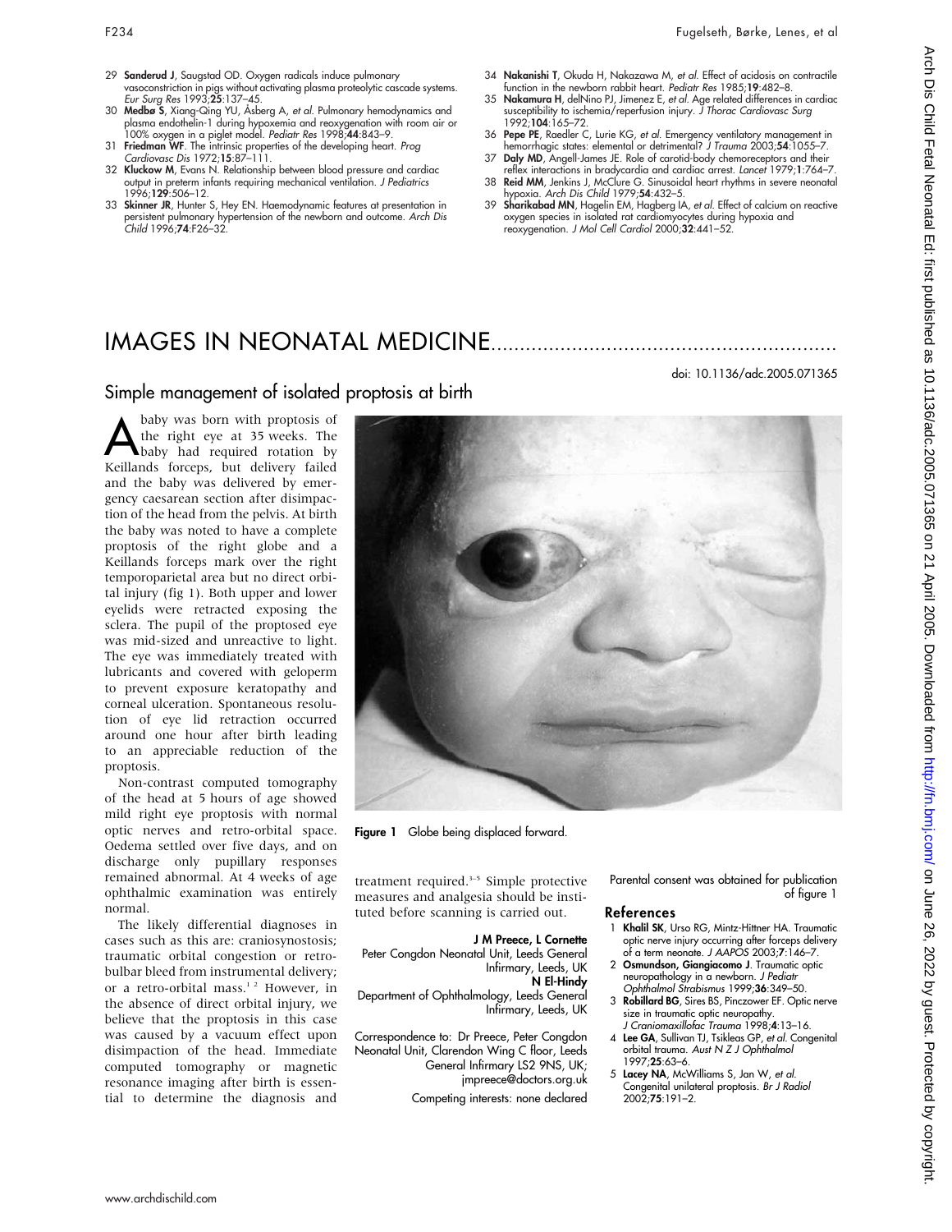29 **Sanderud J**, Saugstad OD. Oxygen radicals induce pulmonary vasoconstriction in pigs without activating plasma proteolytic cascade systems. *Eur Surg Res* 1993;**25**:137–45.
30 **Medbø S**, Xiang-Qing YU, Åsberg A, *et al*. Pulmonary hemodynamics and plasma endothelin-1 during hypoxemia and reoxygenation with room air or 100% oxygen in a piglet model. *Pediatr Res* 1998;**44**:843–9.
31 **Friedman WF**. The intrinsic properties of the developing heart. *Prog Cardiovasc Dis* 1972;**15**:87–111.
32 **Kluckow M**, Evans N. Relationship between blood pressure and cardiac output in preterm infants requiring mechanical ventilation. *J Pediatrics* 1996;**129**:506–12.
33 **Skinner JR**, Hunter S, Hey EN. Haemodynamic features at presentation in persistent pulmonary hypertension of the newborn and outcome. *Arch Dis Child* 1996;**74**:F26–32.
34 **Nakanishi T**, Okuda H, Nakazawa M, *et al*. Effect of acidosis on contractile function in the newborn rabbit heart. *Pediatr Res* 1985;**19**:482–8.
35 **Nakamura H**, delNino PJ, Jimenez E, *et al*. Age related differences in cardiac susceptibility to ischemia/reperfusion injury. *J Thorac Cardiovasc Surg* 1992;**104**:165–72.
36 **Pepe PE**, Raedler C, Lurie KG, *et al*. Emergency ventilatory management in hemorrhagic states: elemental or detrimental? *J Trauma* 2003;**54**:1055–7.
37 **Daly MD**, Angell-James JE. Role of carotid-body chemoreceptors and their reflex interactions in bradycardia and cardiac arrest. *Lancet* 1979;**1**:764–7.
38 **Reid MM**, Jenkins J, McClure G. Sinusoidal heart rhythms in severe neonatal hypoxia. *Arch Dis Child* 1979;**54**:432–5.
39 **Sharikabad MN**, Hagelin EM, Hagberg IA, *et al*. Effect of calcium on reactive oxygen species in isolated rat cardiomyocytes during hypoxia and reoxygenation. *J Mol Cell Cardiol* 2000;**32**:441–52.

# IMAGES IN NEONATAL MEDICINE

doi: 10.1136/adc.2005.071365

## Simple management of isolated proptosis at birth

A baby was born with proptosis of the right eye at 35 weeks. The baby had required rotation by Keillands forceps, but delivery failed and the baby was delivered by emergency caesarean section after disimpaction of the head from the pelvis. At birth the baby was noted to have a complete proptosis of the right globe and a Keillands forceps mark over the right temporoparietal area but no direct orbital injury (fig 1). Both upper and lower eyelids were retracted exposing the sclera. The pupil of the proptosed eye was mid-sized and unreactive to light. The eye was immediately treated with lubricants and covered with geloperm to prevent exposure keratopathy and corneal ulceration. Spontaneous resolution of eye lid retraction occurred around one hour after birth leading to an appreciable reduction of the proptosis.

Non-contrast computed tomography of the head at 5 hours of age showed mild right eye proptosis with normal optic nerves and retro-orbital space. Oedema settled over five days, and on discharge only pupillary responses remained abnormal. At 4 weeks of age ophthalmic examination was entirely normal.

The likely differential diagnoses in cases such as this are: craniosynostosis; traumatic orbital congestion or retrobulbar bleed from instrumental delivery; or a retro-orbital mass.[1,2] However, in the absence of direct orbital injury, we believe that the proptosis in this case was caused by a vacuum effect upon disimpaction of the head. Immediate computed tomography or magnetic resonance imaging after birth is essential to determine the diagnosis and treatment required.[3–5] Simple protective measures and analgesia should be instituted before scanning is carried out.

Figure 1 Globe being displaced forward.

**J M Preece, L Cornette**
Peter Congdon Neonatal Unit, Leeds General Infirmary, Leeds, UK
**N El-Hindy**
Department of Ophthalmology, Leeds General Infirmary, Leeds, UK

Correspondence to: Dr Preece, Peter Congdon Neonatal Unit, Clarendon Wing C floor, Leeds General Infirmary LS2 9NS, UK; jmpreece@doctors.org.uk

Competing interests: none declared

Parental consent was obtained for publication of figure 1

### References

1 **Khalil SK**, Urso RG, Mintz-Hittner HA. Traumatic optic nerve injury occurring after forceps delivery of a term neonate. *J AAPOS* 2003;**7**:146–7.
2 **Osmundson, Giangiacomo J**. Traumatic optic neuropathology in a newborn. *J Pediatr Ophthalmol Strabismus* 1999;**36**:349–50.
3 **Robillard BG**, Sires BS, Pinczower EF. Optic nerve size in traumatic optic neuropathy. *J Craniomaxillofac Trauma* 1998;**4**:13–16.
4 **Lee GA**, Sullivan TJ, Tsikleas GP, *et al*. Congenital orbital trauma. *Aust N Z J Ophthalmol* 1997;**25**:63–6.
5 **Lacey NA**, McWilliams S, Jan W, *et al*. Congenital unilateral proptosis. *Br J Radiol* 2002;**75**:191–2.